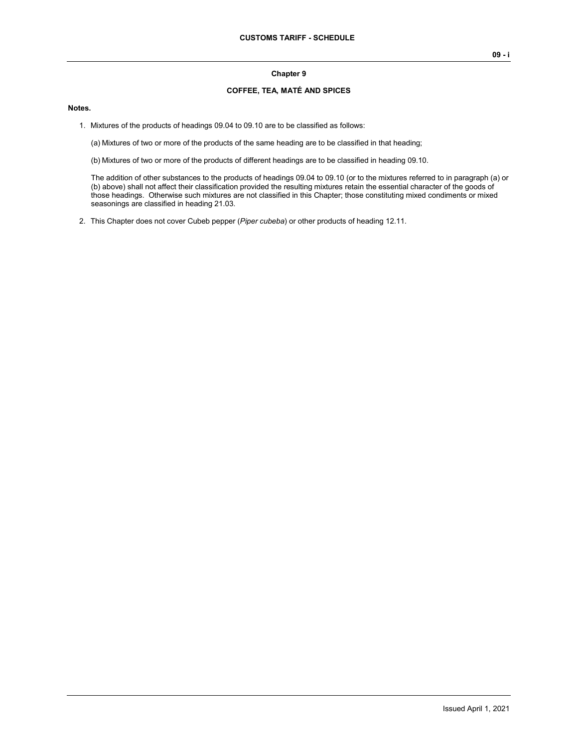# Chapter 9

## COFFEE, TEA, MATÉ AND SPICES

**Notes.**

1. Mixtures of the products of headings 09.04 to 09.10 are to be classified as follows:

   (a) Mixtures of two or more of the products of the same heading are to be classified in that heading;

   (b) Mixtures of two or more of the products of different headings are to be classified in heading 09.10.

   The addition of other substances to the products of headings 09.04 to 09.10 (or to the mixtures referred to in paragraph (a) or (b) above) shall not affect their classification provided the resulting mixtures retain the essential character of the goods of those headings. Otherwise such mixtures are not classified in this Chapter; those constituting mixed condiments or mixed seasonings are classified in heading 21.03.

2. This Chapter does not cover Cubeb pepper (*Piper cubeba*) or other products of heading 12.11.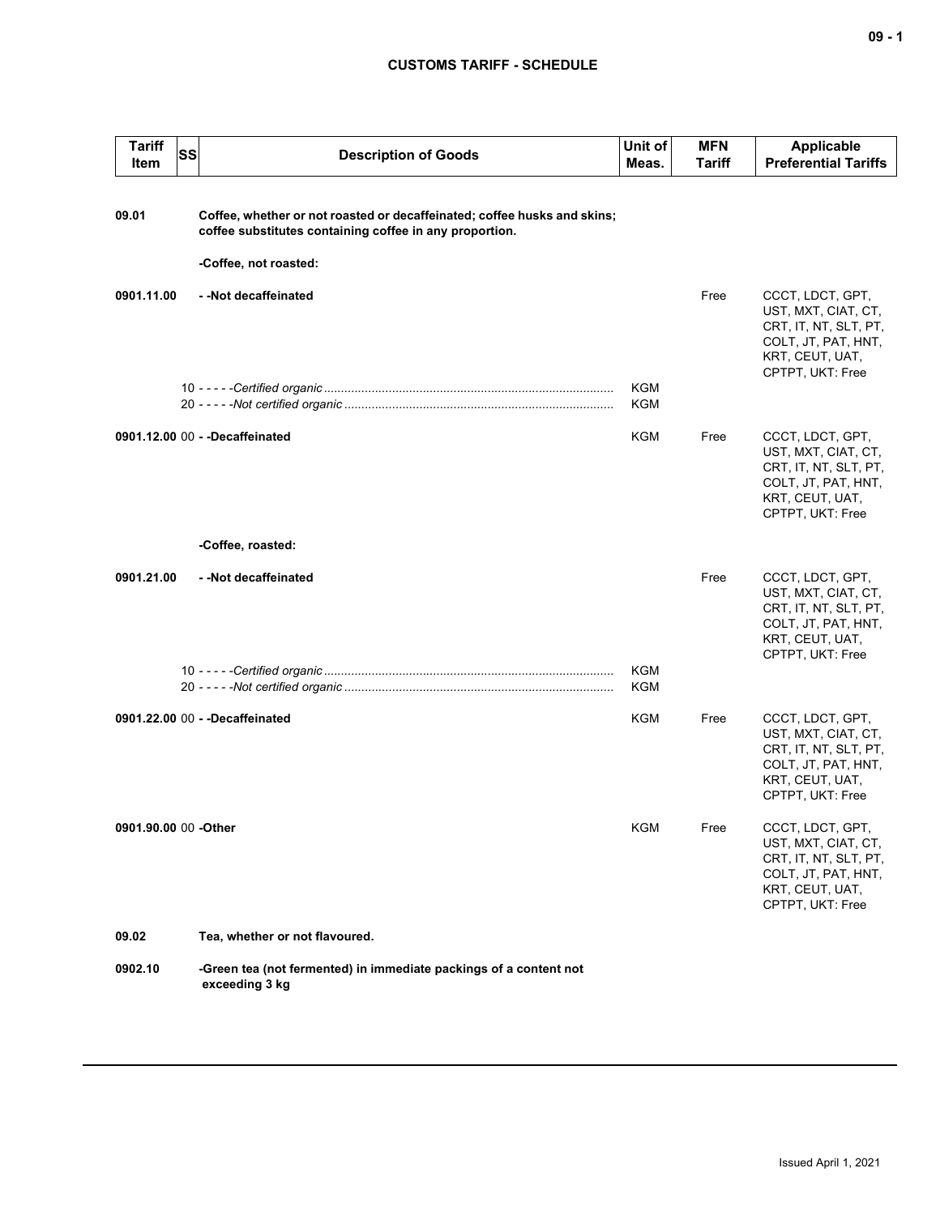## CUSTOMS TARIFF - SCHEDULE

| Tariff Item | SS | Description of Goods | Unit of Meas. | MFN Tariff | Applicable Preferential Tariffs |
|---|---|---|---|---|---|
| **09.01** | | **Coffee, whether or not roasted or decaffeinated; coffee husks and skins; coffee substitutes containing coffee in any proportion.** | | | |
| | | **-Coffee, not roasted:** | | | |
| **0901.11.00** | | **- -Not decaffeinated** | | Free | CCCT, LDCT, GPT, UST, MXT, CIAT, CT, CRT, IT, NT, SLT, PT, COLT, JT, PAT, HNT, KRT, CEUT, UAT, CPTPT, UKT: Free |
| | 10 | - - - - -*Certified organic* | KGM | | |
| | 20 | - - - - -*Not certified organic* | KGM | | |
| **0901.12.00** | 00 | **- -Decaffeinated** | KGM | Free | CCCT, LDCT, GPT, UST, MXT, CIAT, CT, CRT, IT, NT, SLT, PT, COLT, JT, PAT, HNT, KRT, CEUT, UAT, CPTPT, UKT: Free |
| | | **-Coffee, roasted:** | | | |
| **0901.21.00** | | **- -Not decaffeinated** | | Free | CCCT, LDCT, GPT, UST, MXT, CIAT, CT, CRT, IT, NT, SLT, PT, COLT, JT, PAT, HNT, KRT, CEUT, UAT, CPTPT, UKT: Free |
| | 10 | - - - - -*Certified organic* | KGM | | |
| | 20 | - - - - -*Not certified organic* | KGM | | |
| **0901.22.00** | 00 | **- -Decaffeinated** | KGM | Free | CCCT, LDCT, GPT, UST, MXT, CIAT, CT, CRT, IT, NT, SLT, PT, COLT, JT, PAT, HNT, KRT, CEUT, UAT, CPTPT, UKT: Free |
| **0901.90.00** | 00 | **-Other** | KGM | Free | CCCT, LDCT, GPT, UST, MXT, CIAT, CT, CRT, IT, NT, SLT, PT, COLT, JT, PAT, HNT, KRT, CEUT, UAT, CPTPT, UKT: Free |
| **09.02** | | **Tea, whether or not flavoured.** | | | |
| **0902.10** | | **-Green tea (not fermented) in immediate packings of a content not exceeding 3 kg** | | | |

Issued April 1, 2021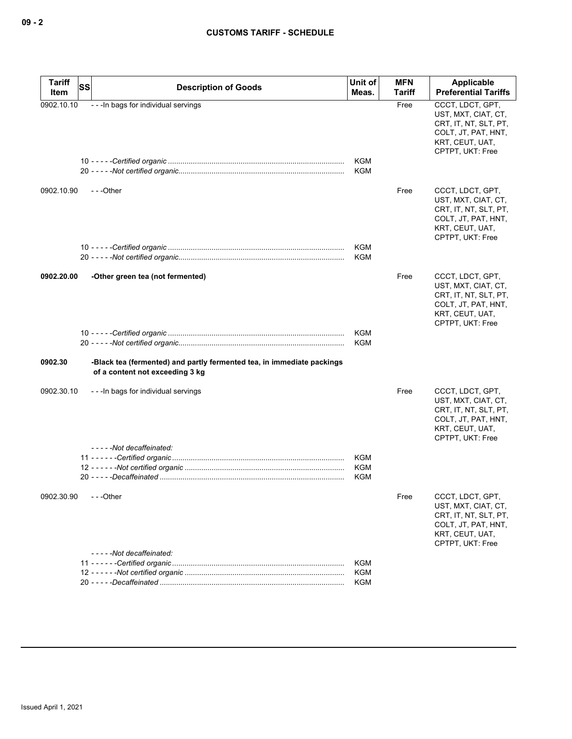## CUSTOMS TARIFF - SCHEDULE

| Tariff Item | SS | Description of Goods | Unit of Meas. | MFN Tariff | Applicable Preferential Tariffs |
|---|---|---|---|---|---|
| 0902.10.10 | | - - -In bags for individual servings | | Free | CCCT, LDCT, GPT, UST, MXT, CIAT, CT, CRT, IT, NT, SLT, PT, COLT, JT, PAT, HNT, KRT, CEUT, UAT, CPTPT, UKT: Free |
| | | 10 - - - - -*Certified organic* | KGM | | |
| | | 20 - - - - -*Not certified organic* | KGM | | |
| 0902.10.90 | | - - -Other | | Free | CCCT, LDCT, GPT, UST, MXT, CIAT, CT, CRT, IT, NT, SLT, PT, COLT, JT, PAT, HNT, KRT, CEUT, UAT, CPTPT, UKT: Free |
| | | 10 - - - - -*Certified organic* | KGM | | |
| | | 20 - - - - -*Not certified organic* | KGM | | |
| **0902.20.00** | | **-Other green tea (not fermented)** | | Free | CCCT, LDCT, GPT, UST, MXT, CIAT, CT, CRT, IT, NT, SLT, PT, COLT, JT, PAT, HNT, KRT, CEUT, UAT, CPTPT, UKT: Free |
| | | 10 - - - - -*Certified organic* | KGM | | |
| | | 20 - - - - -*Not certified organic* | KGM | | |
| **0902.30** | | **-Black tea (fermented) and partly fermented tea, in immediate packings of a content not exceeding 3 kg** | | | |
| 0902.30.10 | | - - -In bags for individual servings | | Free | CCCT, LDCT, GPT, UST, MXT, CIAT, CT, CRT, IT, NT, SLT, PT, COLT, JT, PAT, HNT, KRT, CEUT, UAT, CPTPT, UKT: Free |
| | | - - - - -*Not decaffeinated:* | | | |
| | | 11 - - - - - -*Certified organic* | KGM | | |
| | | 12 - - - - - -*Not certified organic* | KGM | | |
| | | 20 - - - - -*Decaffeinated* | KGM | | |
| 0902.30.90 | | - - -Other | | Free | CCCT, LDCT, GPT, UST, MXT, CIAT, CT, CRT, IT, NT, SLT, PT, COLT, JT, PAT, HNT, KRT, CEUT, UAT, CPTPT, UKT: Free |
| | | - - - - -*Not decaffeinated:* | | | |
| | | 11 - - - - - -*Certified organic* | KGM | | |
| | | 12 - - - - - -*Not certified organic* | KGM | | |
| | | 20 - - - - -*Decaffeinated* | KGM | | |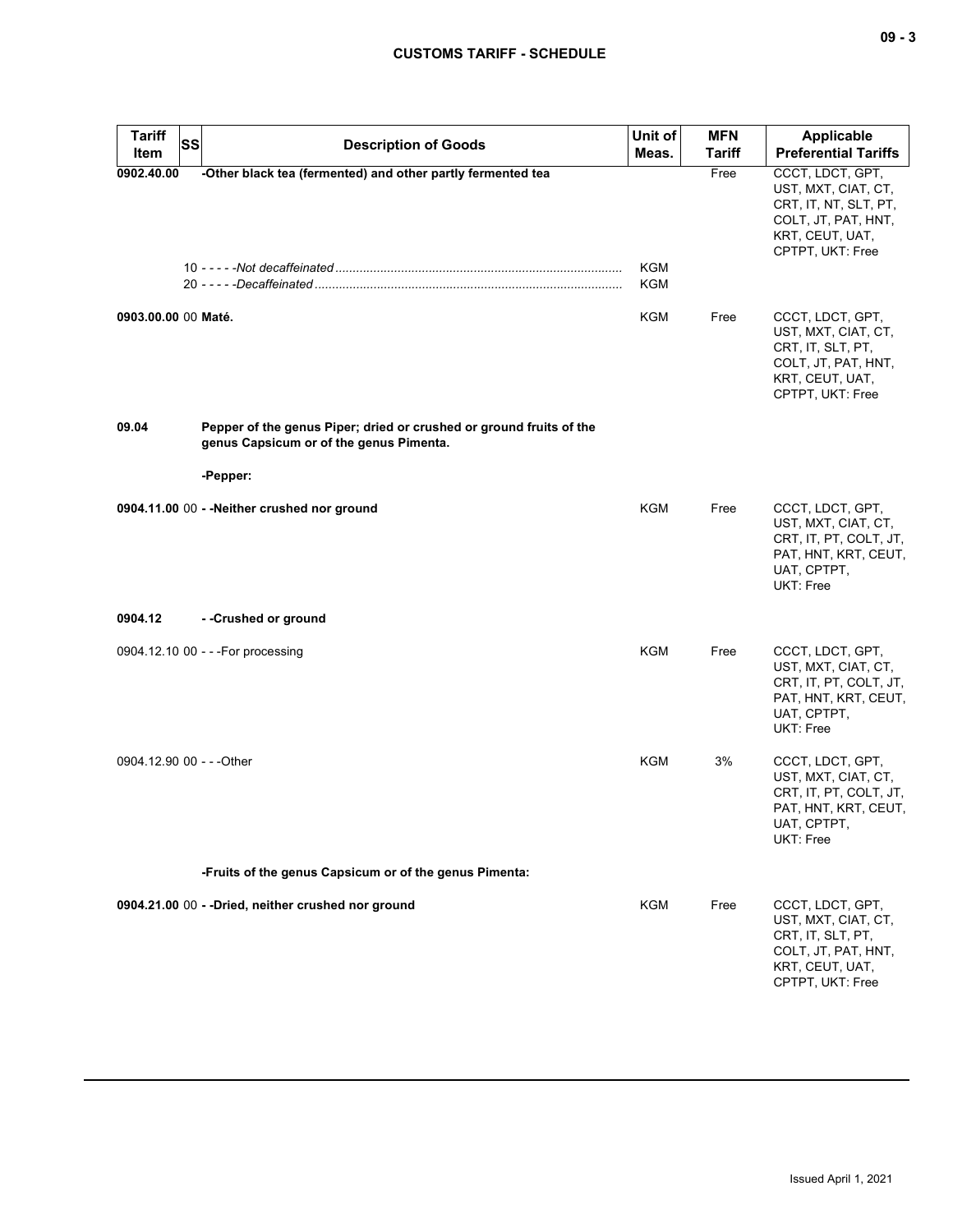| Tariff Item | SS | Description of Goods | Unit of Meas. | MFN Tariff | Applicable Preferential Tariffs |
|---|---|---|---|---|---|
| **0902.40.00** | | **-Other black tea (fermented) and other partly fermented tea** | | Free | CCCT, LDCT, GPT, UST, MXT, CIAT, CT, CRT, IT, NT, SLT, PT, COLT, JT, PAT, HNT, KRT, CEUT, UAT, CPTPT, UKT: Free |
| | 10 | - - - - -*Not decaffeinated* | KGM | | |
| | 20 | - - - - -*Decaffeinated* | KGM | | |
| **0903.00.00** | 00 | **Maté.** | KGM | Free | CCCT, LDCT, GPT, UST, MXT, CIAT, CT, CRT, IT, SLT, PT, COLT, JT, PAT, HNT, KRT, CEUT, UAT, CPTPT, UKT: Free |
| **09.04** | | **Pepper of the genus Piper; dried or crushed or ground fruits of the genus Capsicum or of the genus Pimenta.** | | | |
| | | **-Pepper:** | | | |
| **0904.11.00** | 00 | **- -Neither crushed nor ground** | KGM | Free | CCCT, LDCT, GPT, UST, MXT, CIAT, CT, CRT, IT, PT, COLT, JT, PAT, HNT, KRT, CEUT, UAT, CPTPT, UKT: Free |
| **0904.12** | | **- -Crushed or ground** | | | |
| 0904.12.10 | 00 | - - -For processing | KGM | Free | CCCT, LDCT, GPT, UST, MXT, CIAT, CT, CRT, IT, PT, COLT, JT, PAT, HNT, KRT, CEUT, UAT, CPTPT, UKT: Free |
| 0904.12.90 | 00 | - - -Other | KGM | 3% | CCCT, LDCT, GPT, UST, MXT, CIAT, CT, CRT, IT, PT, COLT, JT, PAT, HNT, KRT, CEUT, UAT, CPTPT, UKT: Free |
| | | **-Fruits of the genus Capsicum or of the genus Pimenta:** | | | |
| **0904.21.00** | 00 | **- -Dried, neither crushed nor ground** | KGM | Free | CCCT, LDCT, GPT, UST, MXT, CIAT, CT, CRT, IT, SLT, PT, COLT, JT, PAT, HNT, KRT, CEUT, UAT, CPTPT, UKT: Free |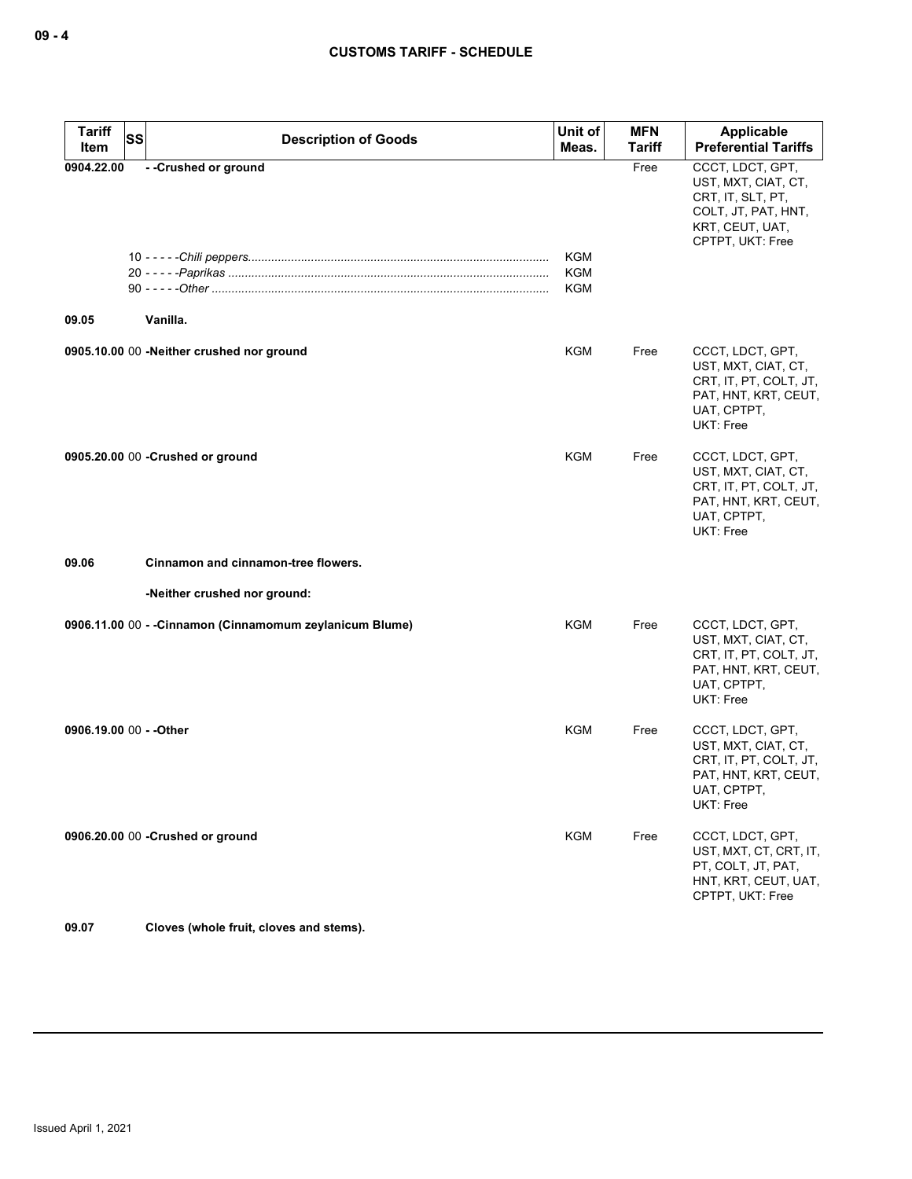| Tariff Item | SS | Description of Goods | Unit of Meas. | MFN Tariff | Applicable Preferential Tariffs |
|---|---|---|---|---|---|
| 0904.22.00 | | - -Crushed or ground | | Free | CCCT, LDCT, GPT, UST, MXT, CIAT, CT, CRT, IT, SLT, PT, COLT, JT, PAT, HNT, KRT, CEUT, UAT, CPTPT, UKT: Free |
| | 10 | - - - - -*Chili peppers* | KGM | | |
| | 20 | - - - - -*Paprikas* | KGM | | |
| | 90 | - - - - -*Other* | KGM | | |
| 09.05 | | **Vanilla.** | | | |
| 0905.10.00 | 00 | -Neither crushed nor ground | KGM | Free | CCCT, LDCT, GPT, UST, MXT, CIAT, CT, CRT, IT, PT, COLT, JT, PAT, HNT, KRT, CEUT, UAT, CPTPT, UKT: Free |
| 0905.20.00 | 00 | -Crushed or ground | KGM | Free | CCCT, LDCT, GPT, UST, MXT, CIAT, CT, CRT, IT, PT, COLT, JT, PAT, HNT, KRT, CEUT, UAT, CPTPT, UKT: Free |
| 09.06 | | **Cinnamon and cinnamon-tree flowers.** | | | |
| | | -Neither crushed nor ground: | | | |
| 0906.11.00 | 00 | - -Cinnamon (Cinnamomum zeylanicum Blume) | KGM | Free | CCCT, LDCT, GPT, UST, MXT, CIAT, CT, CRT, IT, PT, COLT, JT, PAT, HNT, KRT, CEUT, UAT, CPTPT, UKT: Free |
| 0906.19.00 | 00 | - -Other | KGM | Free | CCCT, LDCT, GPT, UST, MXT, CIAT, CT, CRT, IT, PT, COLT, JT, PAT, HNT, KRT, CEUT, UAT, CPTPT, UKT: Free |
| 0906.20.00 | 00 | -Crushed or ground | KGM | Free | CCCT, LDCT, GPT, UST, MXT, CT, CRT, IT, PT, COLT, JT, PAT, HNT, KRT, CEUT, UAT, CPTPT, UKT: Free |
| 09.07 | | **Cloves (whole fruit, cloves and stems).** | | | |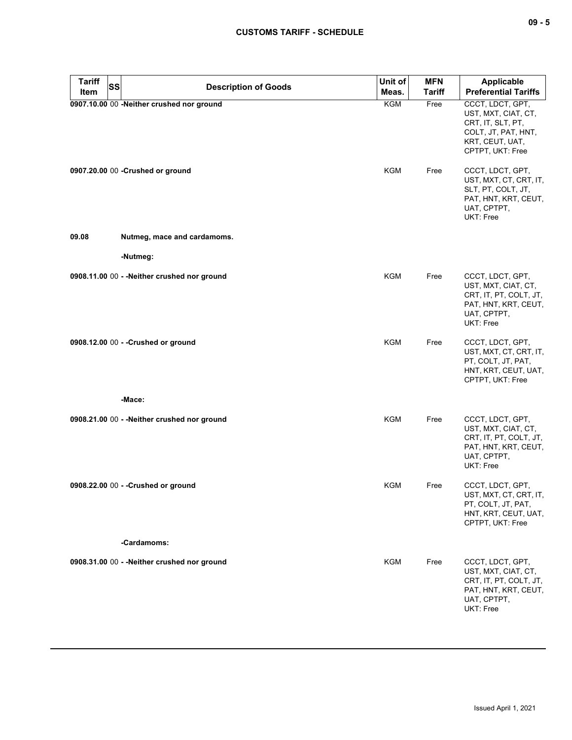| Tariff Item | SS | Description of Goods | Unit of Meas. | MFN Tariff | Applicable Preferential Tariffs |
|---|---|---|---|---|---|
| 0907.10.00 | 00 | -Neither crushed nor ground | KGM | Free | CCCT, LDCT, GPT, UST, MXT, CIAT, CT, CRT, IT, SLT, PT, COLT, JT, PAT, HNT, KRT, CEUT, UAT, CPTPT, UKT: Free |
| 0907.20.00 | 00 | -Crushed or ground | KGM | Free | CCCT, LDCT, GPT, UST, MXT, CT, CRT, IT, SLT, PT, COLT, JT, PAT, HNT, KRT, CEUT, UAT, CPTPT, UKT: Free |
| 09.08 | | Nutmeg, mace and cardamoms. | | | |
| | | -Nutmeg: | | | |
| 0908.11.00 | 00 | - -Neither crushed nor ground | KGM | Free | CCCT, LDCT, GPT, UST, MXT, CIAT, CT, CRT, IT, PT, COLT, JT, PAT, HNT, KRT, CEUT, UAT, CPTPT, UKT: Free |
| 0908.12.00 | 00 | - -Crushed or ground | KGM | Free | CCCT, LDCT, GPT, UST, MXT, CT, CRT, IT, PT, COLT, JT, PAT, HNT, KRT, CEUT, UAT, CPTPT, UKT: Free |
| | | -Mace: | | | |
| 0908.21.00 | 00 | - -Neither crushed nor ground | KGM | Free | CCCT, LDCT, GPT, UST, MXT, CIAT, CT, CRT, IT, PT, COLT, JT, PAT, HNT, KRT, CEUT, UAT, CPTPT, UKT: Free |
| 0908.22.00 | 00 | - -Crushed or ground | KGM | Free | CCCT, LDCT, GPT, UST, MXT, CT, CRT, IT, PT, COLT, JT, PAT, HNT, KRT, CEUT, UAT, CPTPT, UKT: Free |
| | | -Cardamoms: | | | |
| 0908.31.00 | 00 | - -Neither crushed nor ground | KGM | Free | CCCT, LDCT, GPT, UST, MXT, CIAT, CT, CRT, IT, PT, COLT, JT, PAT, HNT, KRT, CEUT, UAT, CPTPT, UKT: Free |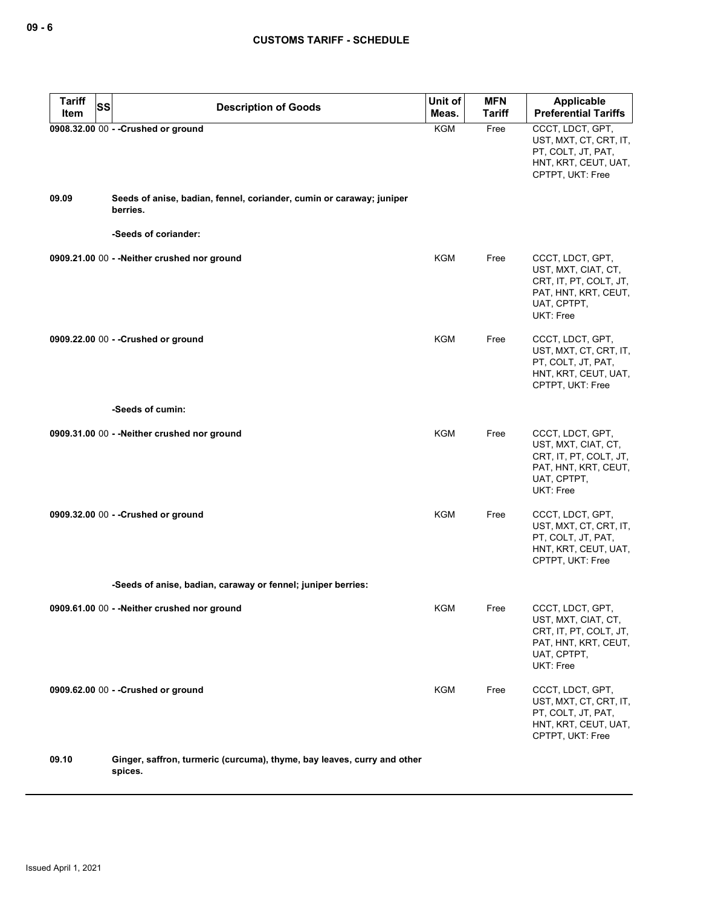| Tariff Item | SS | Description of Goods | Unit of Meas. | MFN Tariff | Applicable Preferential Tariffs |
|---|---|---|---|---|---|
| 0908.32.00 | 00 | - -Crushed or ground | KGM | Free | CCCT, LDCT, GPT, UST, MXT, CT, CRT, IT, PT, COLT, JT, PAT, HNT, KRT, CEUT, UAT, CPTPT, UKT: Free |
| 09.09 | | **Seeds of anise, badian, fennel, coriander, cumin or caraway; juniper berries.** | | | |
| | | -Seeds of coriander: | | | |
| 0909.21.00 | 00 | - -Neither crushed nor ground | KGM | Free | CCCT, LDCT, GPT, UST, MXT, CIAT, CT, CRT, IT, PT, COLT, JT, PAT, HNT, KRT, CEUT, UAT, CPTPT, UKT: Free |
| 0909.22.00 | 00 | - -Crushed or ground | KGM | Free | CCCT, LDCT, GPT, UST, MXT, CT, CRT, IT, PT, COLT, JT, PAT, HNT, KRT, CEUT, UAT, CPTPT, UKT: Free |
| | | -Seeds of cumin: | | | |
| 0909.31.00 | 00 | - -Neither crushed nor ground | KGM | Free | CCCT, LDCT, GPT, UST, MXT, CIAT, CT, CRT, IT, PT, COLT, JT, PAT, HNT, KRT, CEUT, UAT, CPTPT, UKT: Free |
| 0909.32.00 | 00 | - -Crushed or ground | KGM | Free | CCCT, LDCT, GPT, UST, MXT, CT, CRT, IT, PT, COLT, JT, PAT, HNT, KRT, CEUT, UAT, CPTPT, UKT: Free |
| | | -Seeds of anise, badian, caraway or fennel; juniper berries: | | | |
| 0909.61.00 | 00 | - -Neither crushed nor ground | KGM | Free | CCCT, LDCT, GPT, UST, MXT, CIAT, CT, CRT, IT, PT, COLT, JT, PAT, HNT, KRT, CEUT, UAT, CPTPT, UKT: Free |
| 0909.62.00 | 00 | - -Crushed or ground | KGM | Free | CCCT, LDCT, GPT, UST, MXT, CT, CRT, IT, PT, COLT, JT, PAT, HNT, KRT, CEUT, UAT, CPTPT, UKT: Free |
| 09.10 | | **Ginger, saffron, turmeric (curcuma), thyme, bay leaves, curry and other spices.** | | | |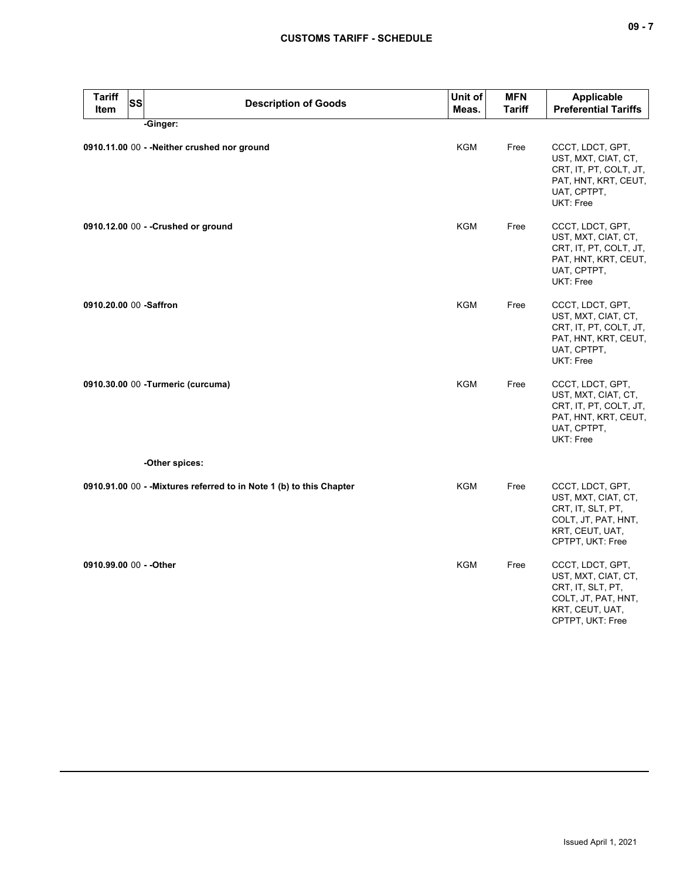| Tariff Item | SS | Description of Goods | Unit of Meas. | MFN Tariff | Applicable Preferential Tariffs |
|---|---|---|---|---|---|
| | | -Ginger: | | | |
| 0910.11.00 | 00 | - -Neither crushed nor ground | KGM | Free | CCCT, LDCT, GPT, UST, MXT, CIAT, CT, CRT, IT, PT, COLT, JT, PAT, HNT, KRT, CEUT, UAT, CPTPT, UKT: Free |
| 0910.12.00 | 00 | - -Crushed or ground | KGM | Free | CCCT, LDCT, GPT, UST, MXT, CIAT, CT, CRT, IT, PT, COLT, JT, PAT, HNT, KRT, CEUT, UAT, CPTPT, UKT: Free |
| 0910.20.00 | 00 | -Saffron | KGM | Free | CCCT, LDCT, GPT, UST, MXT, CIAT, CT, CRT, IT, PT, COLT, JT, PAT, HNT, KRT, CEUT, UAT, CPTPT, UKT: Free |
| 0910.30.00 | 00 | -Turmeric (curcuma) | KGM | Free | CCCT, LDCT, GPT, UST, MXT, CIAT, CT, CRT, IT, PT, COLT, JT, PAT, HNT, KRT, CEUT, UAT, CPTPT, UKT: Free |
| | | -Other spices: | | | |
| 0910.91.00 | 00 | - -Mixtures referred to in Note 1 (b) to this Chapter | KGM | Free | CCCT, LDCT, GPT, UST, MXT, CIAT, CT, CRT, IT, SLT, PT, COLT, JT, PAT, HNT, KRT, CEUT, UAT, CPTPT, UKT: Free |
| 0910.99.00 | 00 | - -Other | KGM | Free | CCCT, LDCT, GPT, UST, MXT, CIAT, CT, CRT, IT, SLT, PT, COLT, JT, PAT, HNT, KRT, CEUT, UAT, CPTPT, UKT: Free |